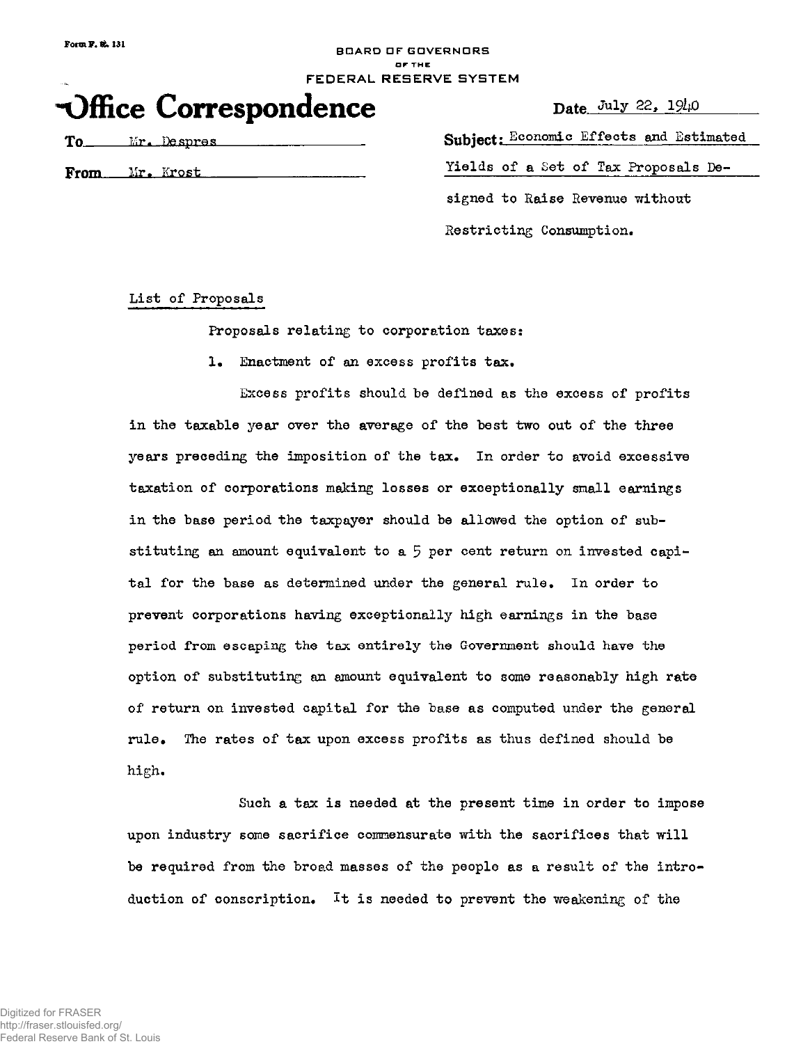Form F. R. 131

BOARD OF GOVERNORS
OF THE
FEDERAL RESERVE SYSTEM

# Office Correspondence

Date July 22, 1940

To Mr. Despres

From Mr. Krost

Subject: Economic Effects and Estimated Yields of a Set of Tax Proposals Designed to Raise Revenue without Restricting Consumption.

List of Proposals

Proposals relating to corporation taxes:

1. Enactment of an excess profits tax.

Excess profits should be defined as the excess of profits in the taxable year over the average of the best two out of the three years preceding the imposition of the tax. In order to avoid excessive taxation of corporations making losses or exceptionally small earnings in the base period the taxpayer should be allowed the option of substituting an amount equivalent to a 5 per cent return on invested capital for the base as determined under the general rule. In order to prevent corporations having exceptionally high earnings in the base period from escaping the tax entirely the Government should have the option of substituting an amount equivalent to some reasonably high rate of return on invested capital for the base as computed under the general rule. The rates of tax upon excess profits as thus defined should be high.

Such a tax is needed at the present time in order to impose upon industry some sacrifice commensurate with the sacrifices that will be required from the broad masses of the people as a result of the introduction of conscription. It is needed to prevent the weakening of the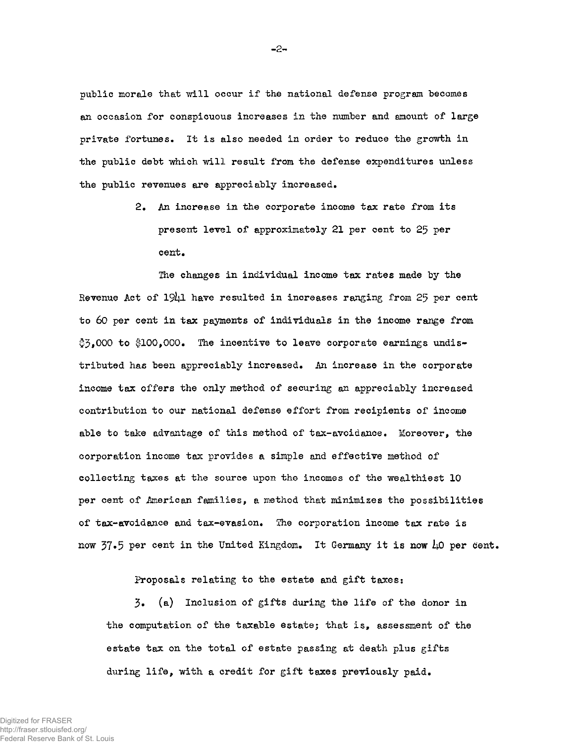public morale that will occur if the national defense program becomes an occasion for conspicuous increases in the number and amount of large private fortunes. It is also needed in order to reduce the growth in the public debt which will result from the defense expenditures unless the public revenues are appreciably increased.

2. An increase in the corporate income tax rate from its present level of approximately 21 per cent to 25 per cent.

The changes in individual income tax rates made by the Revenue Act of 1941 have resulted in increases ranging from 25 per cent to 60 per cent in tax payments of individuals in the income range from $3,000 to $100,000. The incentive to leave corporate earnings undistributed has been appreciably increased. An increase in the corporate income tax offers the only method of securing an appreciably increased contribution to our national defense effort from recipients of income able to take advantage of this method of tax-avoidance. Moreover, the corporation income tax provides a simple and effective method of collecting taxes at the source upon the incomes of the wealthiest 10 per cent of American families, a method that minimizes the possibilities of tax-avoidance and tax-evasion. The corporation income tax rate is now 37.5 per cent in the United Kingdom. It Germany it is now 40 per cent.

Proposals relating to the estate and gift taxes:

3. (a) Inclusion of gifts during the life of the donor in the computation of the taxable estate; that is, assessment of the estate tax on the total of estate passing at death plus gifts during life, with a credit for gift taxes previously paid.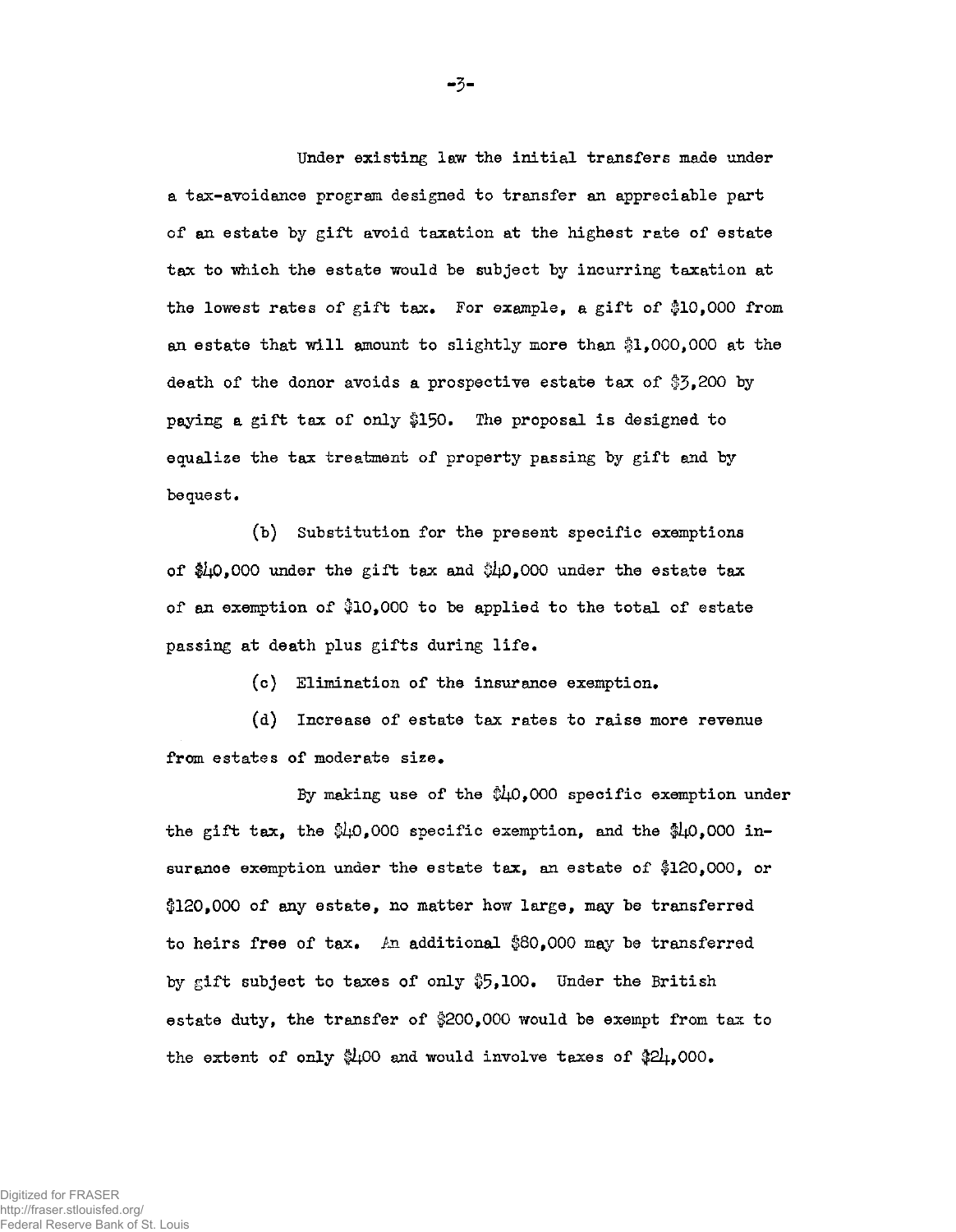Under existing law the initial transfers made under a tax-avoidance program designed to transfer an appreciable part of an estate by gift avoid taxation at the highest rate of estate tax to which the estate would be subject by incurring taxation at the lowest rates of gift tax. For example, a gift of $10,000 from an estate that will amount to slightly more than $1,000,000 at the death of the donor avoids a prospective estate tax of $3,200 by paying a gift tax of only $150. The proposal is designed to equalize the tax treatment of property passing by gift and by bequest.

(b) Substitution for the present specific exemptions of $40,000 under the gift tax and $40,000 under the estate tax of an exemption of $10,000 to be applied to the total of estate passing at death plus gifts during life.

(c) Elimination of the insurance exemption.

(d) Increase of estate tax rates to raise more revenue from estates of moderate size.

By making use of the $40,000 specific exemption under the gift tax, the $40,000 specific exemption, and the $40,000 insurance exemption under the estate tax, an estate of $120,000, or $120,000 of any estate, no matter how large, may be transferred to heirs free of tax. An additional $80,000 may be transferred by gift subject to taxes of only $5,100. Under the British estate duty, the transfer of $200,000 would be exempt from tax to the extent of only $400 and would involve taxes of $24,000.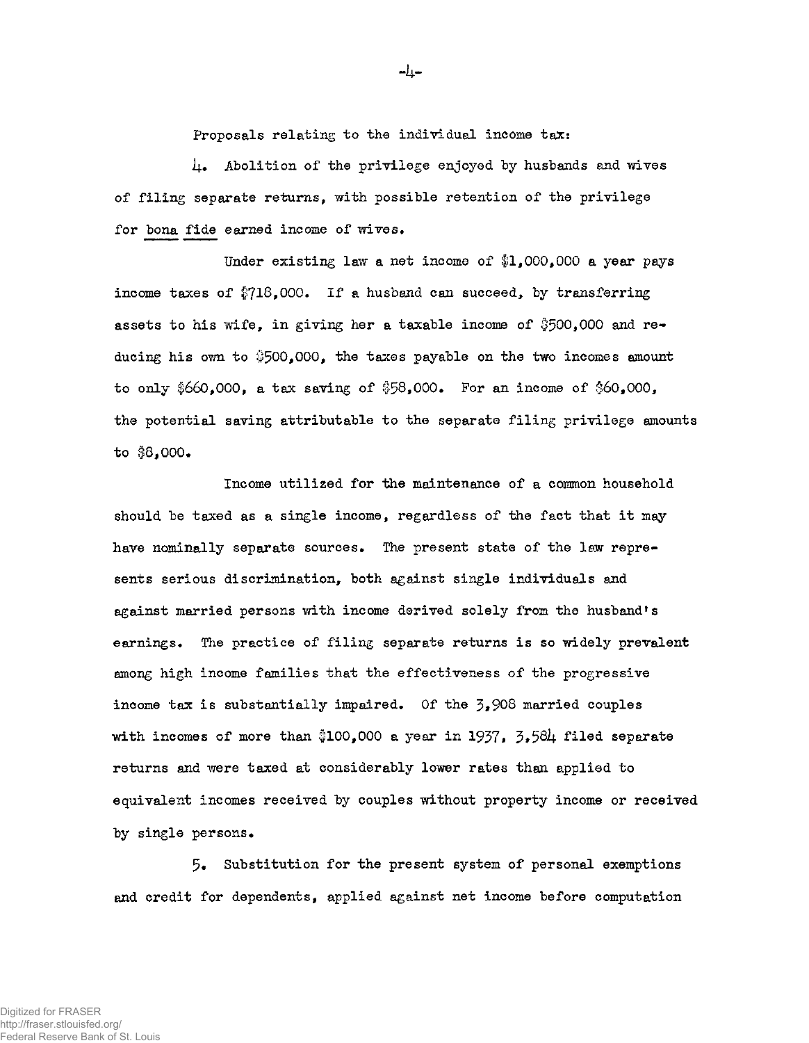Proposals relating to the individual income tax:

4. Abolition of the privilege enjoyed by husbands and wives of filing separate returns, with possible retention of the privilege for <u>bona fide</u> earned income of wives.

Under existing law a net income of $1,000,000 a year pays income taxes of $718,000. If a husband can succeed, by transferring assets to his wife, in giving her a taxable income of $500,000 and reducing his own to $500,000, the taxes payable on the two incomes amount to only $660,000, a tax saving of $58,000. For an income of $60,000, the potential saving attributable to the separate filing privilege amounts to $8,000.

Income utilized for the maintenance of a common household should be taxed as a single income, regardless of the fact that it may have nominally separate sources. The present state of the law represents serious discrimination, both against single individuals and against married persons with income derived solely from the husband's earnings. The practice of filing separate returns is so widely prevalent among high income families that the effectiveness of the progressive income tax is substantially impaired. Of the 3,908 married couples with incomes of more than $100,000 a year in 1937, 3,584 filed separate returns and were taxed at considerably lower rates than applied to equivalent incomes received by couples without property income or received by single persons.

5. Substitution for the present system of personal exemptions and credit for dependents, applied against net income before computation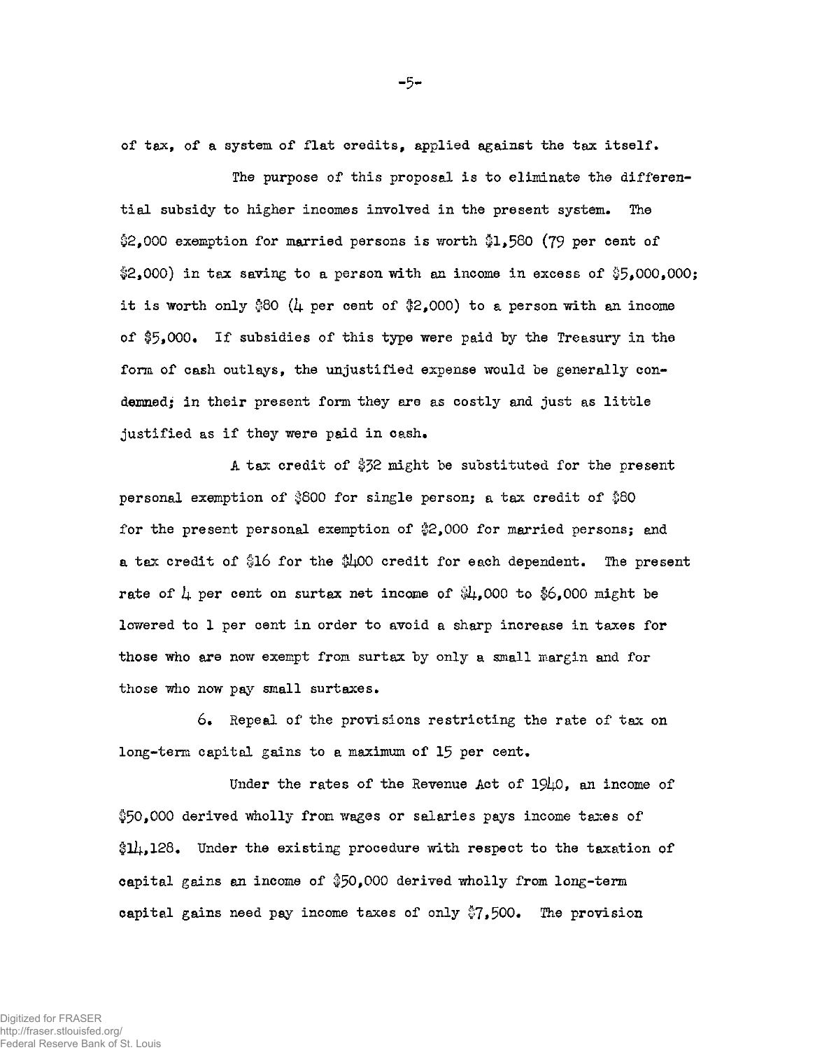of tax, of a system of flat credits, applied against the tax itself.

The purpose of this proposal is to eliminate the differential subsidy to higher incomes involved in the present system. The $2,000 exemption for married persons is worth $1,580 (79 per cent of $2,000) in tax saving to a person with an income in excess of $5,000,000; it is worth only $80 (4 per cent of $2,000) to a person with an income of $5,000. If subsidies of this type were paid by the Treasury in the form of cash outlays, the unjustified expense would be generally condemned; in their present form they are as costly and just as little justified as if they were paid in cash.

A tax credit of $32 might be substituted for the present personal exemption of $800 for single person; a tax credit of $80 for the present personal exemption of $2,000 for married persons; and a tax credit of $16 for the $400 credit for each dependent. The present rate of 4 per cent on surtax net income of $4,000 to $6,000 might be lowered to 1 per cent in order to avoid a sharp increase in taxes for those who are now exempt from surtax by only a small margin and for those who now pay small surtaxes.

6. Repeal of the provisions restricting the rate of tax on long-term capital gains to a maximum of 15 per cent.

Under the rates of the Revenue Act of 1940, an income of $50,000 derived wholly from wages or salaries pays income taxes of $14,128. Under the existing procedure with respect to the taxation of capital gains an income of $50,000 derived wholly from long-term capital gains need pay income taxes of only $7,500. The provision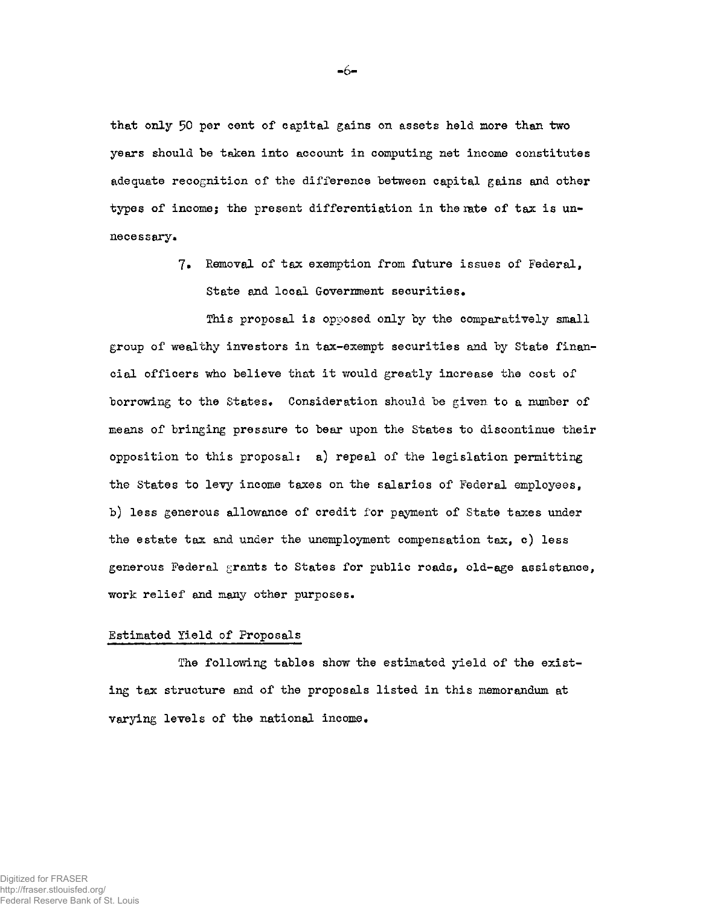that only 50 per cent of capital gains on assets held more than two years should be taken into account in computing net income constitutes adequate recognition of the difference between capital gains and other types of income; the present differentiation in the rate of tax is unnecessary.

7. Removal of tax exemption from future issues of Federal, State and local Government securities.

This proposal is opposed only by the comparatively small group of wealthy investors in tax-exempt securities and by State financial officers who believe that it would greatly increase the cost of borrowing to the States. Consideration should be given to a number of means of bringing pressure to bear upon the States to discontinue their opposition to this proposal: a) repeal of the legislation permitting the States to levy income taxes on the salaries of Federal employees, b) less generous allowance of credit for payment of State taxes under the estate tax and under the unemployment compensation tax, c) less generous Federal grants to States for public roads, old-age assistance, work relief and many other purposes.

## Estimated Yield of Proposals

The following tables show the estimated yield of the existing tax structure and of the proposals listed in this memorandum at varying levels of the national income.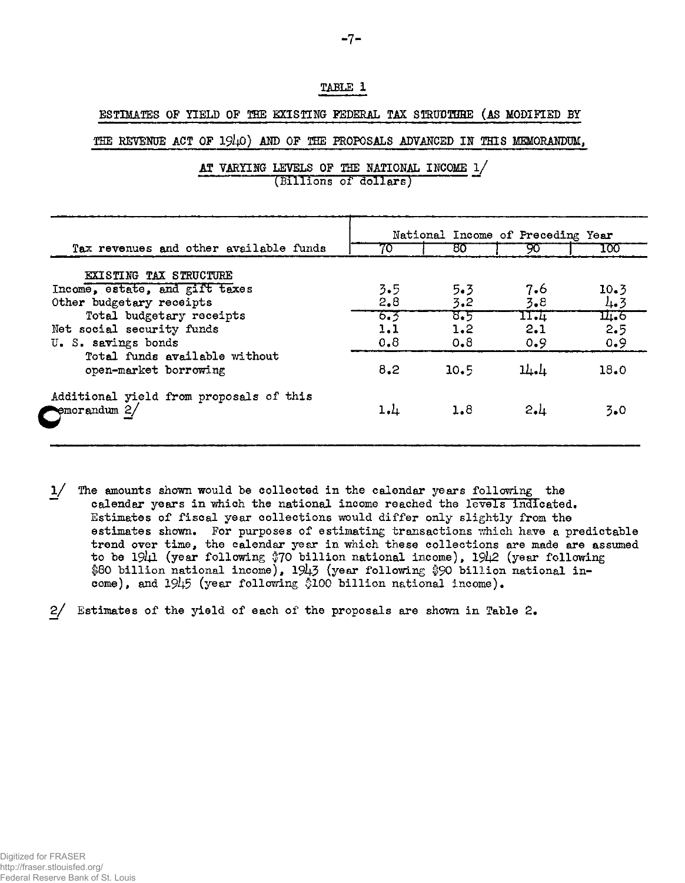## TABLE 1

### ESTIMATES OF YIELD OF THE EXISTING FEDERAL TAX STRUCTURE (AS MODIFIED BY THE REVENUE ACT OF 1940) AND OF THE PROPOSALS ADVANCED IN THIS MEMORANDUM, AT VARYING LEVELS OF THE NATIONAL INCOME 1/

(Billions of dollars)

| Tax revenues and other available funds | National Income of Preceding Year | | | |
|---|---|---|---|---|
| | 70 | 80 | 90 | 100 |
| EXISTING TAX STRUCTURE | | | | |
| Income, estate, and gift taxes | 3.5 | 5.3 | 7.6 | 10.3 |
| Other budgetary receipts | 2.8 | 3.2 | 3.8 | 4.3 |
| Total budgetary receipts | 6.3 | 8.5 | 11.4 | 14.6 |
| Net social security funds | 1.1 | 1.2 | 2.1 | 2.5 |
| U. S. savings bonds | 0.8 | 0.8 | 0.9 | 0.9 |
| Total funds available without open-market borrowing | 8.2 | 10.5 | 14.4 | 18.0 |
| Additional yield from proposals of this memorandum 2/ | 1.4 | 1.8 | 2.4 | 3.0 |

1/ The amounts shown would be collected in the calendar years following the calendar years in which the national income reached the levels indicated. Estimates of fiscal year collections would differ only slightly from the estimates shown. For purposes of estimating transactions which have a predictable trend over time, the calendar year in which these collections are made are assumed to be 1941 (year following $70 billion national income), 1942 (year following $80 billion national income), 1943 (year following $90 billion national income), and 1945 (year following $100 billion national income).

2/ Estimates of the yield of each of the proposals are shown in Table 2.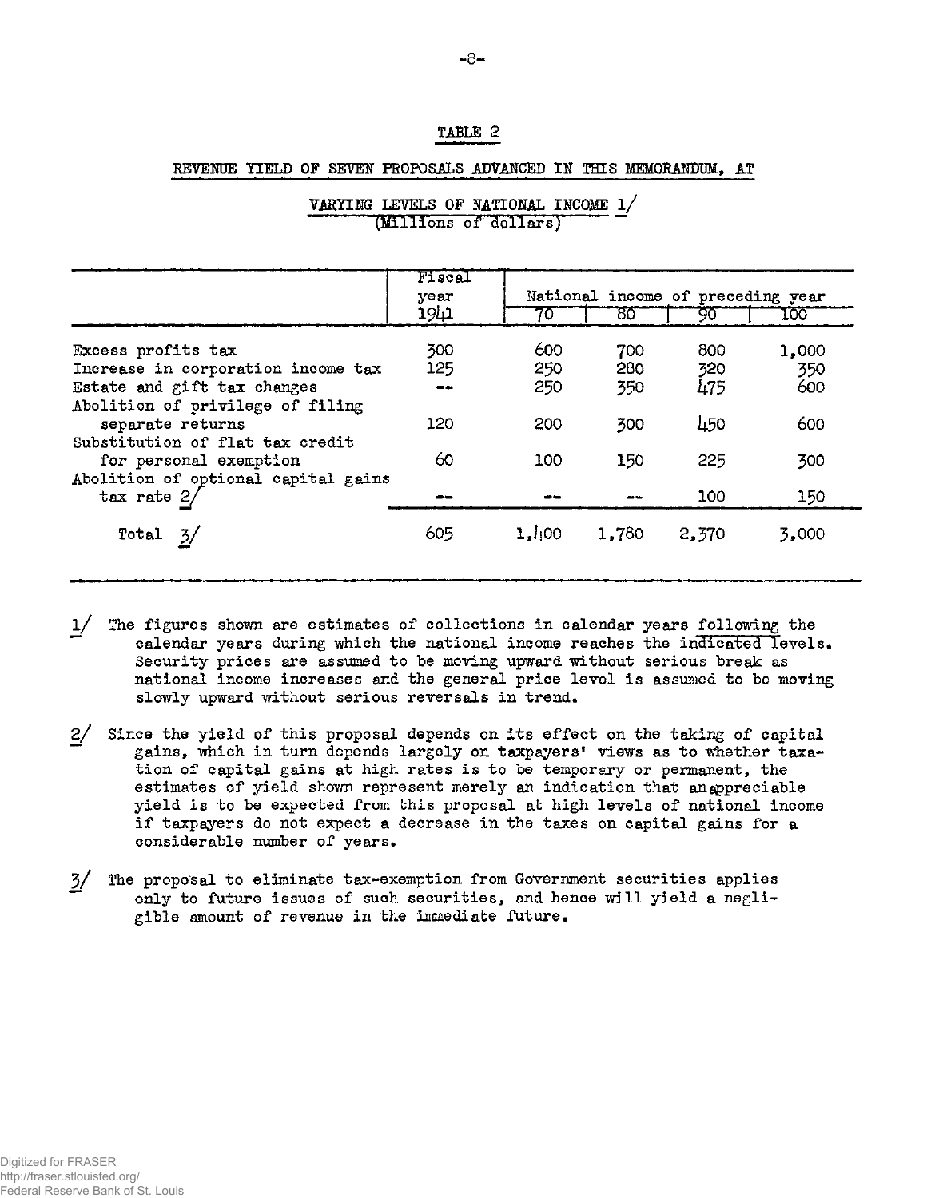## TABLE 2

## REVENUE YIELD OF SEVEN PROPOSALS ADVANCED IN THIS MEMORANDUM, AT VARYING LEVELS OF NATIONAL INCOME 1/

(Millions of dollars)

| | Fiscal year 1941 | National income of preceding year 70 | 80 | 90 | 100 |
|---|---|---|---|---|---|
| Excess profits tax | 300 | 600 | 700 | 800 | 1,000 |
| Increase in corporation income tax | 125 | 250 | 280 | 320 | 350 |
| Estate and gift tax changes | -- | 250 | 350 | 475 | 600 |
| Abolition of privilege of filing separate returns | 120 | 200 | 300 | 450 | 600 |
| Substitution of flat tax credit for personal exemption | 60 | 100 | 150 | 225 | 300 |
| Abolition of optional capital gains tax rate 2/ | -- | -- | -- | 100 | 150 |
| Total 3/ | 605 | 1,400 | 1,780 | 2,370 | 3,000 |

1/ The figures shown are estimates of collections in calendar years following the calendar years during which the national income reaches the indicated levels. Security prices are assumed to be moving upward without serious break as national income increases and the general price level is assumed to be moving slowly upward without serious reversals in trend.

2/ Since the yield of this proposal depends on its effect on the taking of capital gains, which in turn depends largely on taxpayers' views as to whether taxation of capital gains at high rates is to be temporary or permanent, the estimates of yield shown represent merely an indication that an appreciable yield is to be expected from this proposal at high levels of national income if taxpayers do not expect a decrease in the taxes on capital gains for a considerable number of years.

3/ The proposal to eliminate tax-exemption from Government securities applies only to future issues of such securities, and hence will yield a negligible amount of revenue in the immediate future.